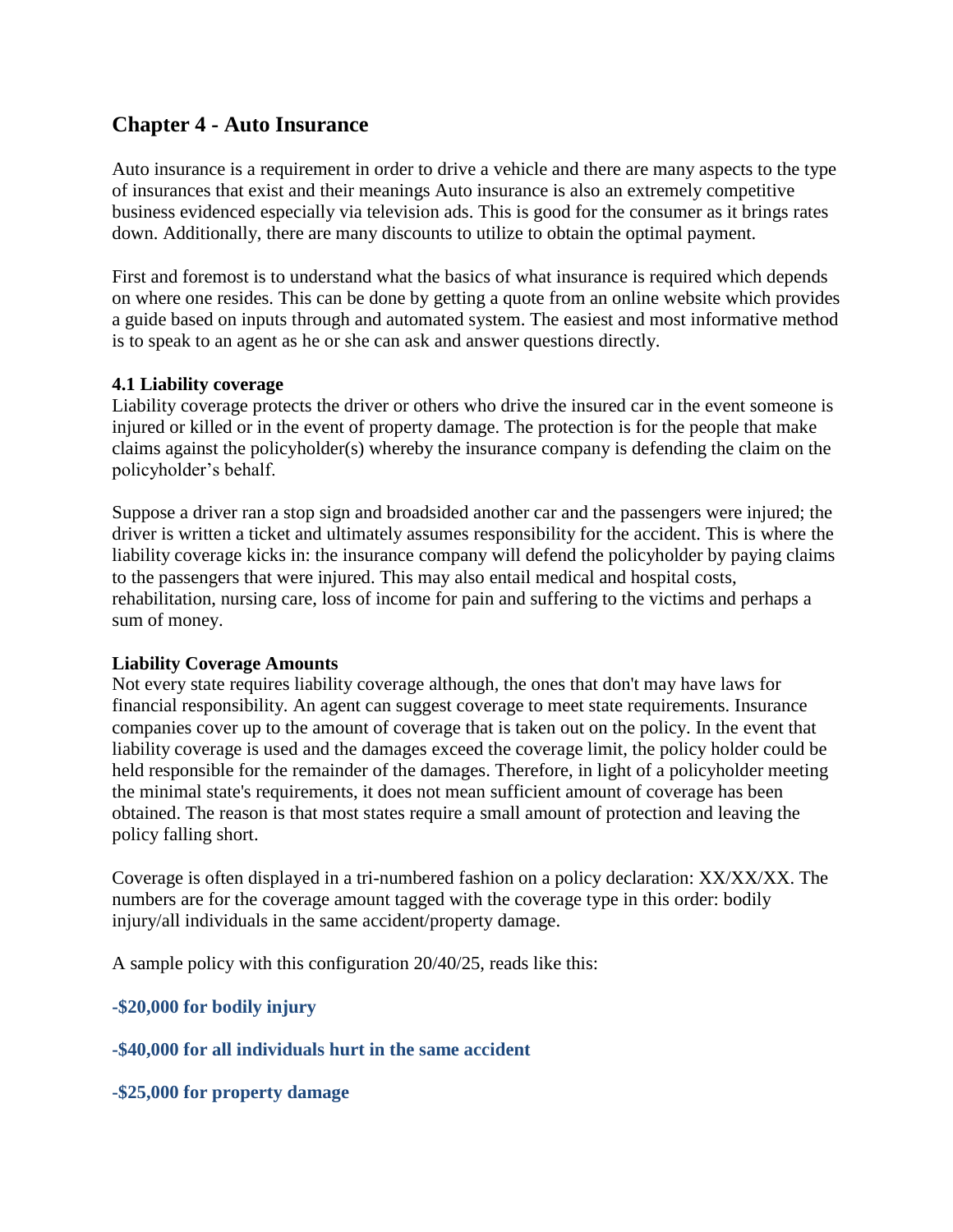## Chapter 4 - Auto Insurance

Auto insurance is a requirement in order to drive a vehicle and there are many aspects to the type of insurances that exist and their meanings Auto insurance is also an extremely competitive business evidenced especially via television ads. This is good for the consumer as it brings rates down. Additionally, there are many discounts to utilize to obtain the optimal payment.

First and foremost is to understand what the basics of what insurance is required which depends on where one resides. This can be done by getting a quote from an online website which provides a guide based on inputs through and automated system. The easiest and most informative method is to speak to an agent as he or she can ask and answer questions directly.

**4.1 Liability coverage**

Liability coverage protects the driver or others who drive the insured car in the event someone is injured or killed or in the event of property damage. The protection is for the people that make claims against the policyholder(s) whereby the insurance company is defending the claim on the policyholder's behalf.

Suppose a driver ran a stop sign and broadsided another car and the passengers were injured; the driver is written a ticket and ultimately assumes responsibility for the accident. This is where the liability coverage kicks in: the insurance company will defend the policyholder by paying claims to the passengers that were injured. This may also entail medical and hospital costs, rehabilitation, nursing care, loss of income for pain and suffering to the victims and perhaps a sum of money.

**Liability Coverage Amounts**

Not every state requires liability coverage although, the ones that don't may have laws for financial responsibility. An agent can suggest coverage to meet state requirements. Insurance companies cover up to the amount of coverage that is taken out on the policy. In the event that liability coverage is used and the damages exceed the coverage limit, the policy holder could be held responsible for the remainder of the damages. Therefore, in light of a policyholder meeting the minimal state's requirements, it does not mean sufficient amount of coverage has been obtained. The reason is that most states require a small amount of protection and leaving the policy falling short.

Coverage is often displayed in a tri-numbered fashion on a policy declaration: XX/XX/XX. The numbers are for the coverage amount tagged with the coverage type in this order: bodily injury/all individuals in the same accident/property damage.

A sample policy with this configuration 20/40/25, reads like this:

**-$20,000 for bodily injury**

**-$40,000 for all individuals hurt in the same accident**

**-$25,000 for property damage**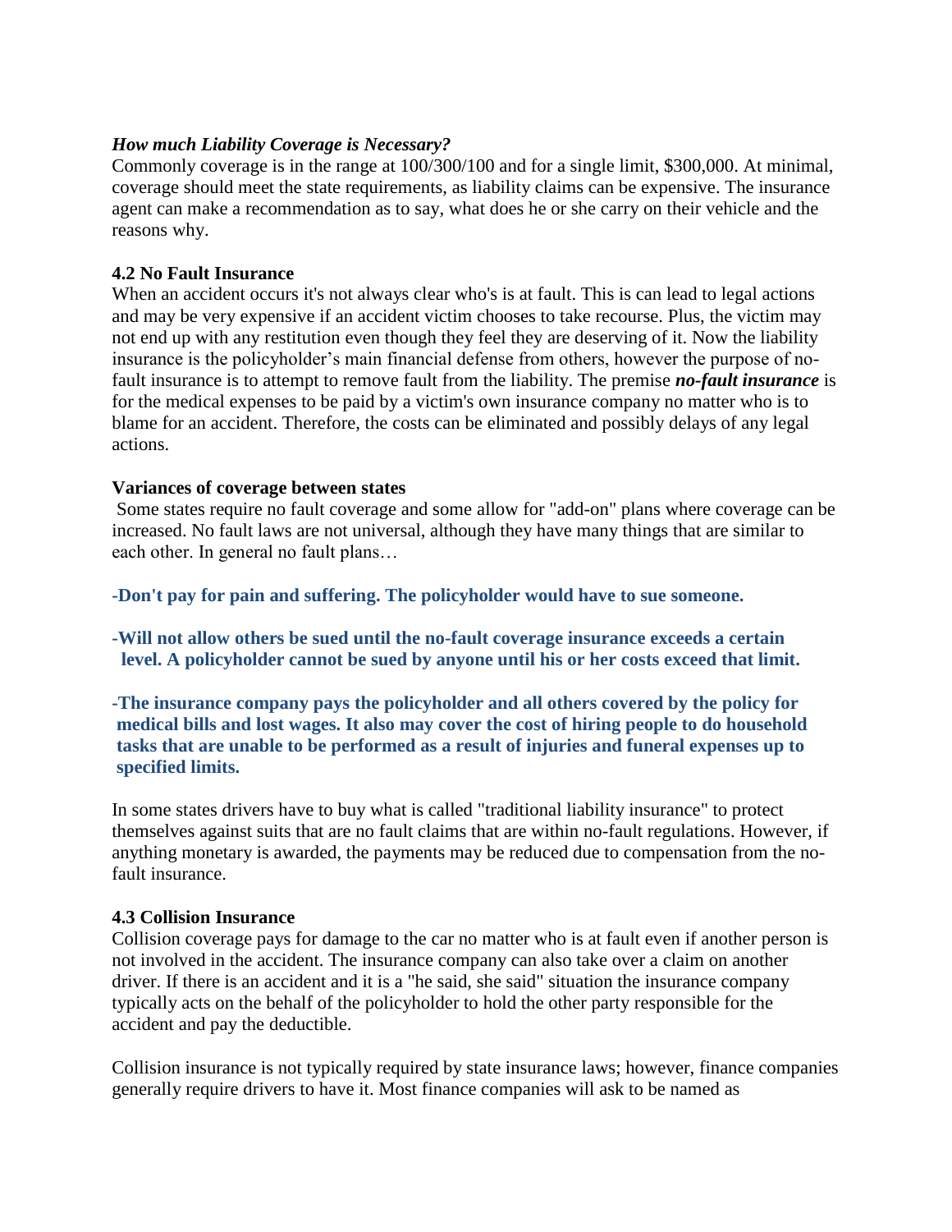***How much Liability Coverage is Necessary?***

Commonly coverage is in the range at 100/300/100 and for a single limit, $300,000. At minimal, coverage should meet the state requirements, as liability claims can be expensive. The insurance agent can make a recommendation as to say, what does he or she carry on their vehicle and the reasons why.

**4.2 No Fault Insurance**

When an accident occurs it's not always clear who's is at fault. This is can lead to legal actions and may be very expensive if an accident victim chooses to take recourse. Plus, the victim may not end up with any restitution even though they feel they are deserving of it. Now the liability insurance is the policyholder's main financial defense from others, however the purpose of no-fault insurance is to attempt to remove fault from the liability. The premise ***no-fault insurance*** is for the medical expenses to be paid by a victim's own insurance company no matter who is to blame for an accident. Therefore, the costs can be eliminated and possibly delays of any legal actions.

**Variances of coverage between states**

Some states require no fault coverage and some allow for "add-on" plans where coverage can be increased. No fault laws are not universal, although they have many things that are similar to each other. In general no fault plans…

- **Don't pay for pain and suffering. The policyholder would have to sue someone.**
- **Will not allow others be sued until the no-fault coverage insurance exceeds a certain level. A policyholder cannot be sued by anyone until his or her costs exceed that limit.**
- **The insurance company pays the policyholder and all others covered by the policy for medical bills and lost wages. It also may cover the cost of hiring people to do household tasks that are unable to be performed as a result of injuries and funeral expenses up to specified limits.**

In some states drivers have to buy what is called "traditional liability insurance" to protect themselves against suits that are no fault claims that are within no-fault regulations. However, if anything monetary is awarded, the payments may be reduced due to compensation from the no-fault insurance.

**4.3 Collision Insurance**

Collision coverage pays for damage to the car no matter who is at fault even if another person is not involved in the accident. The insurance company can also take over a claim on another driver. If there is an accident and it is a "he said, she said" situation the insurance company typically acts on the behalf of the policyholder to hold the other party responsible for the accident and pay the deductible.

Collision insurance is not typically required by state insurance laws; however, finance companies generally require drivers to have it. Most finance companies will ask to be named as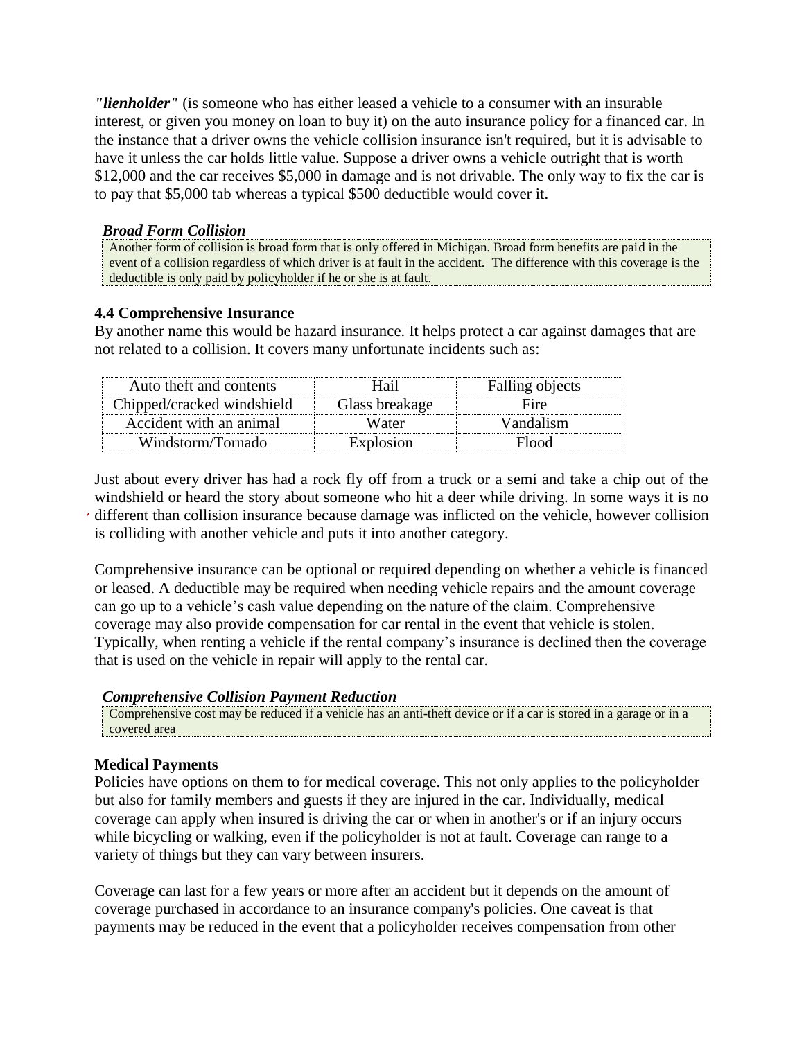***"lienholder"*** (is someone who has either leased a vehicle to a consumer with an insurable interest, or given you money on loan to buy it) on the auto insurance policy for a financed car. In the instance that a driver owns the vehicle collision insurance isn't required, but it is advisable to have it unless the car holds little value. Suppose a driver owns a vehicle outright that is worth $12,000 and the car receives $5,000 in damage and is not drivable. The only way to fix the car is to pay that $5,000 tab whereas a typical $500 deductible would cover it.

***Broad Form Collision***

Another form of collision is broad form that is only offered in Michigan. Broad form benefits are paid in the event of a collision regardless of which driver is at fault in the accident. The difference with this coverage is the deductible is only paid by policyholder if he or she is at fault.

### 4.4 Comprehensive Insurance

By another name this would be hazard insurance. It helps protect a car against damages that are not related to a collision. It covers many unfortunate incidents such as:

| | | |
|---|---|---|
| Auto theft and contents | Hail | Falling objects |
| Chipped/cracked windshield | Glass breakage | Fire |
| Accident with an animal | Water | Vandalism |
| Windstorm/Tornado | Explosion | Flood |

Just about every driver has had a rock fly off from a truck or a semi and take a chip out of the windshield or heard the story about someone who hit a deer while driving. In some ways it is no different than collision insurance because damage was inflicted on the vehicle, however collision is colliding with another vehicle and puts it into another category.

Comprehensive insurance can be optional or required depending on whether a vehicle is financed or leased. A deductible may be required when needing vehicle repairs and the amount coverage can go up to a vehicle's cash value depending on the nature of the claim. Comprehensive coverage may also provide compensation for car rental in the event that vehicle is stolen. Typically, when renting a vehicle if the rental company's insurance is declined then the coverage that is used on the vehicle in repair will apply to the rental car.

***Comprehensive Collision Payment Reduction***

Comprehensive cost may be reduced if a vehicle has an anti-theft device or if a car is stored in a garage or in a covered area

**Medical Payments**

Policies have options on them to for medical coverage. This not only applies to the policyholder but also for family members and guests if they are injured in the car. Individually, medical coverage can apply when insured is driving the car or when in another's or if an injury occurs while bicycling or walking, even if the policyholder is not at fault. Coverage can range to a variety of things but they can vary between insurers.

Coverage can last for a few years or more after an accident but it depends on the amount of coverage purchased in accordance to an insurance company's policies. One caveat is that payments may be reduced in the event that a policyholder receives compensation from other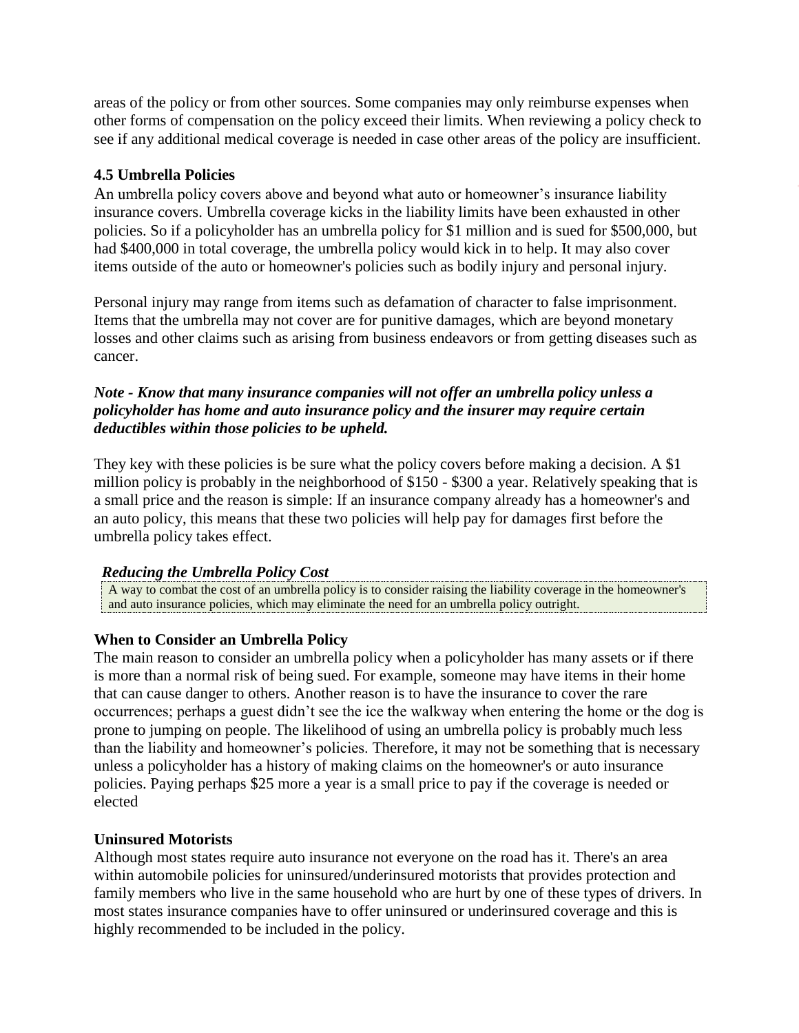areas of the policy or from other sources. Some companies may only reimburse expenses when other forms of compensation on the policy exceed their limits. When reviewing a policy check to see if any additional medical coverage is needed in case other areas of the policy are insufficient.

### 4.5 Umbrella Policies

An umbrella policy covers above and beyond what auto or homeowner's insurance liability insurance covers. Umbrella coverage kicks in the liability limits have been exhausted in other policies. So if a policyholder has an umbrella policy for $1 million and is sued for $500,000, but had $400,000 in total coverage, the umbrella policy would kick in to help. It may also cover items outside of the auto or homeowner's policies such as bodily injury and personal injury.

Personal injury may range from items such as defamation of character to false imprisonment. Items that the umbrella may not cover are for punitive damages, which are beyond monetary losses and other claims such as arising from business endeavors or from getting diseases such as cancer.

***Note - Know that many insurance companies will not offer an umbrella policy unless a policyholder has home and auto insurance policy and the insurer may require certain deductibles within those policies to be upheld.***

They key with these policies is be sure what the policy covers before making a decision. A $1 million policy is probably in the neighborhood of $150 - $300 a year. Relatively speaking that is a small price and the reason is simple: If an insurance company already has a homeowner's and an auto policy, this means that these two policies will help pay for damages first before the umbrella policy takes effect.

***Reducing the Umbrella Policy Cost***

A way to combat the cost of an umbrella policy is to consider raising the liability coverage in the homeowner's and auto insurance policies, which may eliminate the need for an umbrella policy outright.

### When to Consider an Umbrella Policy

The main reason to consider an umbrella policy when a policyholder has many assets or if there is more than a normal risk of being sued. For example, someone may have items in their home that can cause danger to others. Another reason is to have the insurance to cover the rare occurrences; perhaps a guest didn't see the ice the walkway when entering the home or the dog is prone to jumping on people. The likelihood of using an umbrella policy is probably much less than the liability and homeowner's policies. Therefore, it may not be something that is necessary unless a policyholder has a history of making claims on the homeowner's or auto insurance policies. Paying perhaps $25 more a year is a small price to pay if the coverage is needed or elected

### Uninsured Motorists

Although most states require auto insurance not everyone on the road has it. There's an area within automobile policies for uninsured/underinsured motorists that provides protection and family members who live in the same household who are hurt by one of these types of drivers. In most states insurance companies have to offer uninsured or underinsured coverage and this is highly recommended to be included in the policy.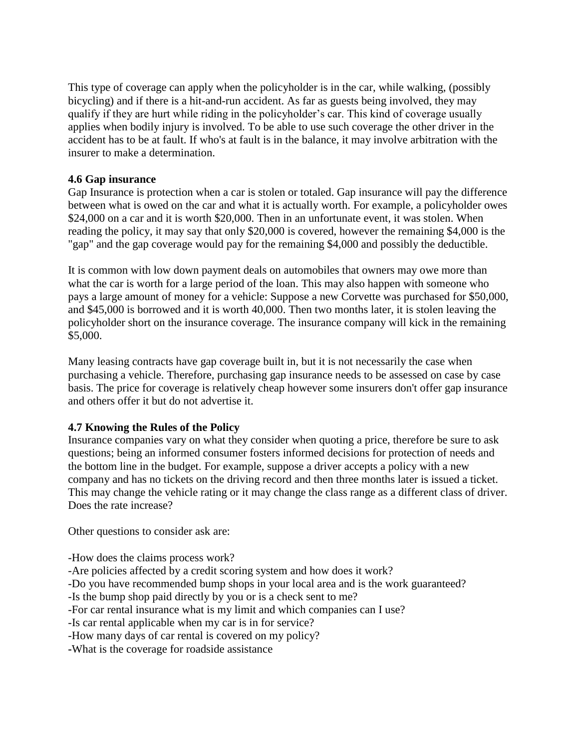This type of coverage can apply when the policyholder is in the car, while walking, (possibly bicycling) and if there is a hit-and-run accident. As far as guests being involved, they may qualify if they are hurt while riding in the policyholder's car. This kind of coverage usually applies when bodily injury is involved. To be able to use such coverage the other driver in the accident has to be at fault. If who's at fault is in the balance, it may involve arbitration with the insurer to make a determination.

**4.6 Gap insurance**

Gap Insurance is protection when a car is stolen or totaled. Gap insurance will pay the difference between what is owed on the car and what it is actually worth. For example, a policyholder owes $24,000 on a car and it is worth $20,000. Then in an unfortunate event, it was stolen. When reading the policy, it may say that only $20,000 is covered, however the remaining $4,000 is the "gap" and the gap coverage would pay for the remaining $4,000 and possibly the deductible.

It is common with low down payment deals on automobiles that owners may owe more than what the car is worth for a large period of the loan. This may also happen with someone who pays a large amount of money for a vehicle: Suppose a new Corvette was purchased for $50,000, and $45,000 is borrowed and it is worth 40,000. Then two months later, it is stolen leaving the policyholder short on the insurance coverage. The insurance company will kick in the remaining $5,000.

Many leasing contracts have gap coverage built in, but it is not necessarily the case when purchasing a vehicle. Therefore, purchasing gap insurance needs to be assessed on case by case basis. The price for coverage is relatively cheap however some insurers don't offer gap insurance and others offer it but do not advertise it.

**4.7 Knowing the Rules of the Policy**

Insurance companies vary on what they consider when quoting a price, therefore be sure to ask questions; being an informed consumer fosters informed decisions for protection of needs and the bottom line in the budget. For example, suppose a driver accepts a policy with a new company and has no tickets on the driving record and then three months later is issued a ticket. This may change the vehicle rating or it may change the class range as a different class of driver. Does the rate increase?

Other questions to consider ask are:

-How does the claims process work?
-Are policies affected by a credit scoring system and how does it work?
-Do you have recommended bump shops in your local area and is the work guaranteed?
-Is the bump shop paid directly by you or is a check sent to me?
-For car rental insurance what is my limit and which companies can I use?
-Is car rental applicable when my car is in for service?
-How many days of car rental is covered on my policy?
-What is the coverage for roadside assistance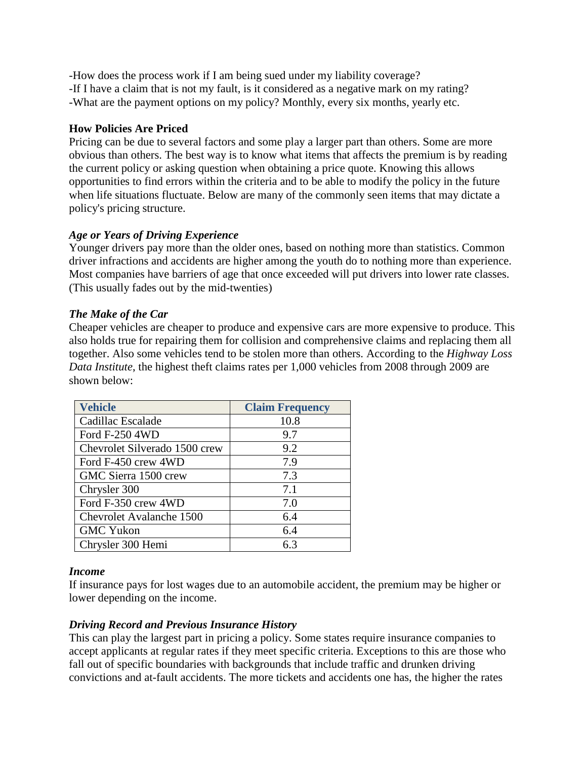-How does the process work if I am being sued under my liability coverage?
-If I have a claim that is not my fault, is it considered as a negative mark on my rating?
-What are the payment options on my policy? Monthly, every six months, yearly etc.

**How Policies Are Priced**

Pricing can be due to several factors and some play a larger part than others. Some are more obvious than others. The best way is to know what items that affects the premium is by reading the current policy or asking question when obtaining a price quote. Knowing this allows opportunities to find errors within the criteria and to be able to modify the policy in the future when life situations fluctuate. Below are many of the commonly seen items that may dictate a policy's pricing structure.

***Age or Years of Driving Experience***

Younger drivers pay more than the older ones, based on nothing more than statistics. Common driver infractions and accidents are higher among the youth do to nothing more than experience. Most companies have barriers of age that once exceeded will put drivers into lower rate classes. (This usually fades out by the mid-twenties)

***The Make of the Car***

Cheaper vehicles are cheaper to produce and expensive cars are more expensive to produce. This also holds true for repairing them for collision and comprehensive claims and replacing them all together. Also some vehicles tend to be stolen more than others. According to the *Highway Loss Data Institute*, the highest theft claims rates per 1,000 vehicles from 2008 through 2009 are shown below:

| Vehicle | Claim Frequency |
| --- | --- |
| Cadillac Escalade | 10.8 |
| Ford F-250 4WD | 9.7 |
| Chevrolet Silverado 1500 crew | 9.2 |
| Ford F-450 crew 4WD | 7.9 |
| GMC Sierra 1500 crew | 7.3 |
| Chrysler 300 | 7.1 |
| Ford F-350 crew 4WD | 7.0 |
| Chevrolet Avalanche 1500 | 6.4 |
| GMC Yukon | 6.4 |
| Chrysler 300 Hemi | 6.3 |

***Income***

If insurance pays for lost wages due to an automobile accident, the premium may be higher or lower depending on the income.

***Driving Record and Previous Insurance History***

This can play the largest part in pricing a policy. Some states require insurance companies to accept applicants at regular rates if they meet specific criteria. Exceptions to this are those who fall out of specific boundaries with backgrounds that include traffic and drunken driving convictions and at-fault accidents. The more tickets and accidents one has, the higher the rates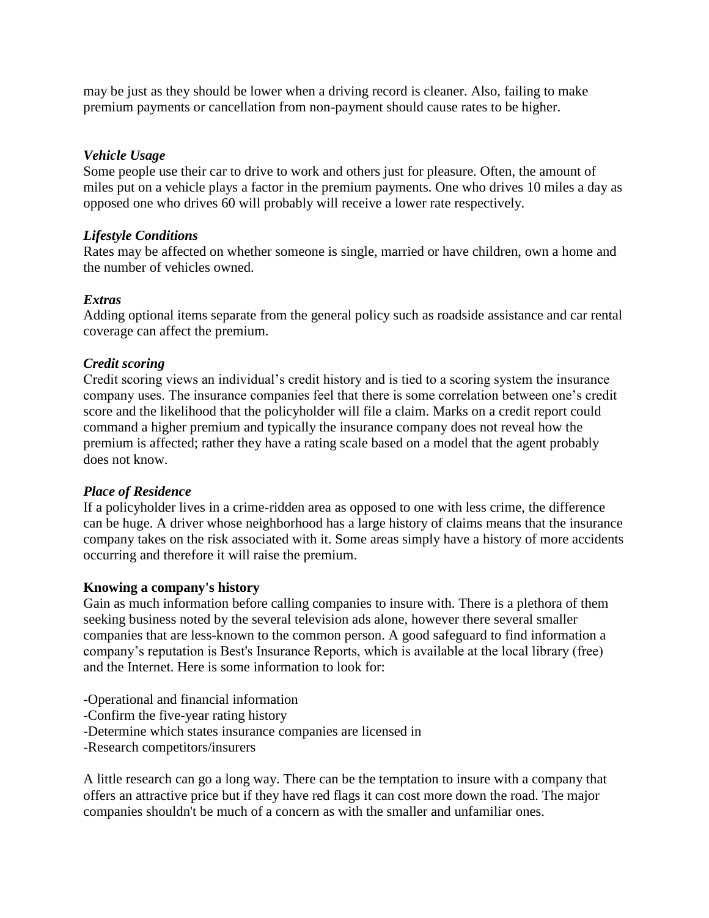may be just as they should be lower when a driving record is cleaner. Also, failing to make premium payments or cancellation from non-payment should cause rates to be higher.

***Vehicle Usage***

Some people use their car to drive to work and others just for pleasure. Often, the amount of miles put on a vehicle plays a factor in the premium payments. One who drives 10 miles a day as opposed one who drives 60 will probably will receive a lower rate respectively.

***Lifestyle Conditions***

Rates may be affected on whether someone is single, married or have children, own a home and the number of vehicles owned.

***Extras***

Adding optional items separate from the general policy such as roadside assistance and car rental coverage can affect the premium.

***Credit scoring***

Credit scoring views an individual's credit history and is tied to a scoring system the insurance company uses. The insurance companies feel that there is some correlation between one's credit score and the likelihood that the policyholder will file a claim. Marks on a credit report could command a higher premium and typically the insurance company does not reveal how the premium is affected; rather they have a rating scale based on a model that the agent probably does not know.

***Place of Residence***

If a policyholder lives in a crime-ridden area as opposed to one with less crime, the difference can be huge. A driver whose neighborhood has a large history of claims means that the insurance company takes on the risk associated with it. Some areas simply have a history of more accidents occurring and therefore it will raise the premium.

**Knowing a company's history**

Gain as much information before calling companies to insure with. There is a plethora of them seeking business noted by the several television ads alone, however there several smaller companies that are less-known to the common person. A good safeguard to find information a company's reputation is Best's Insurance Reports, which is available at the local library (free) and the Internet. Here is some information to look for:

-Operational and financial information
-Confirm the five-year rating history
-Determine which states insurance companies are licensed in
-Research competitors/insurers

A little research can go a long way. There can be the temptation to insure with a company that offers an attractive price but if they have red flags it can cost more down the road. The major companies shouldn't be much of a concern as with the smaller and unfamiliar ones.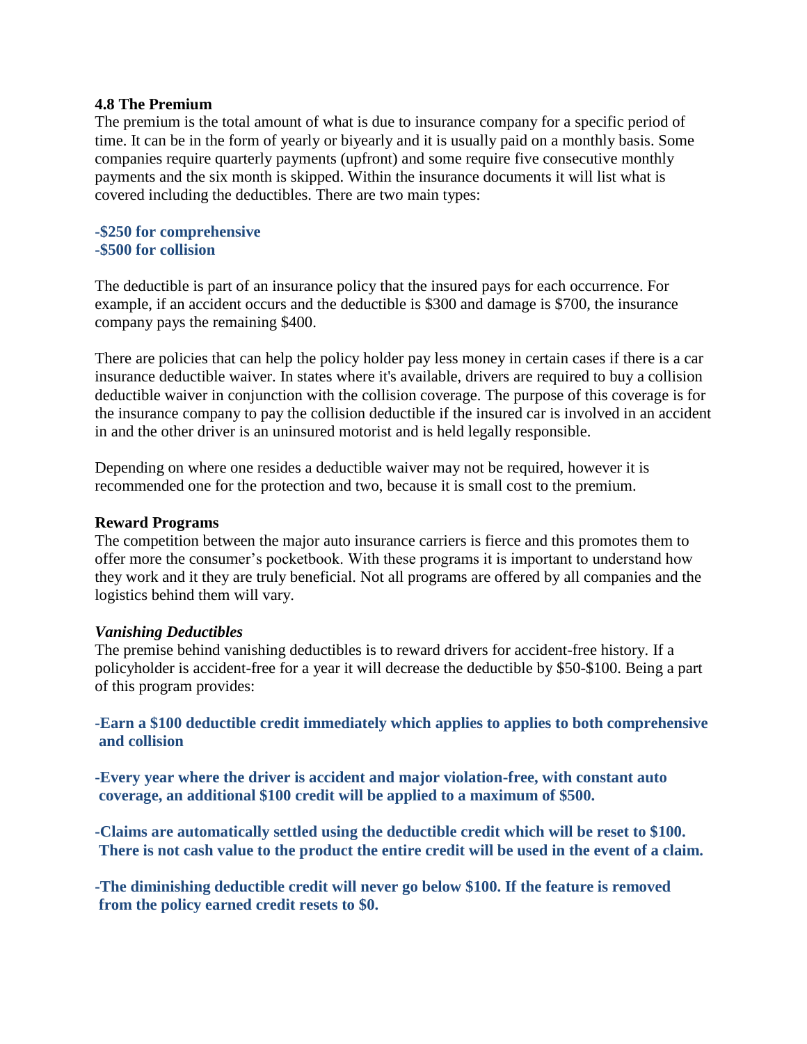### 4.8 The Premium

The premium is the total amount of what is due to insurance company for a specific period of time. It can be in the form of yearly or biyearly and it is usually paid on a monthly basis. Some companies require quarterly payments (upfront) and some require five consecutive monthly payments and the six month is skipped. Within the insurance documents it will list what is covered including the deductibles. There are two main types:

**-$250 for comprehensive**
**-$500 for collision**

The deductible is part of an insurance policy that the insured pays for each occurrence. For example, if an accident occurs and the deductible is $300 and damage is $700, the insurance company pays the remaining $400.

There are policies that can help the policy holder pay less money in certain cases if there is a car insurance deductible waiver. In states where it's available, drivers are required to buy a collision deductible waiver in conjunction with the collision coverage. The purpose of this coverage is for the insurance company to pay the collision deductible if the insured car is involved in an accident in and the other driver is an uninsured motorist and is held legally responsible.

Depending on where one resides a deductible waiver may not be required, however it is recommended one for the protection and two, because it is small cost to the premium.

**Reward Programs**

The competition between the major auto insurance carriers is fierce and this promotes them to offer more the consumer's pocketbook. With these programs it is important to understand how they work and it they are truly beneficial. Not all programs are offered by all companies and the logistics behind them will vary.

***Vanishing Deductibles***

The premise behind vanishing deductibles is to reward drivers for accident-free history. If a policyholder is accident-free for a year it will decrease the deductible by $50-$100. Being a part of this program provides:

**-Earn a $100 deductible credit immediately which applies to applies to both comprehensive and collision**

**-Every year where the driver is accident and major violation-free, with constant auto coverage, an additional $100 credit will be applied to a maximum of $500.**

**-Claims are automatically settled using the deductible credit which will be reset to $100. There is not cash value to the product the entire credit will be used in the event of a claim.**

**-The diminishing deductible credit will never go below $100. If the feature is removed from the policy earned credit resets to $0.**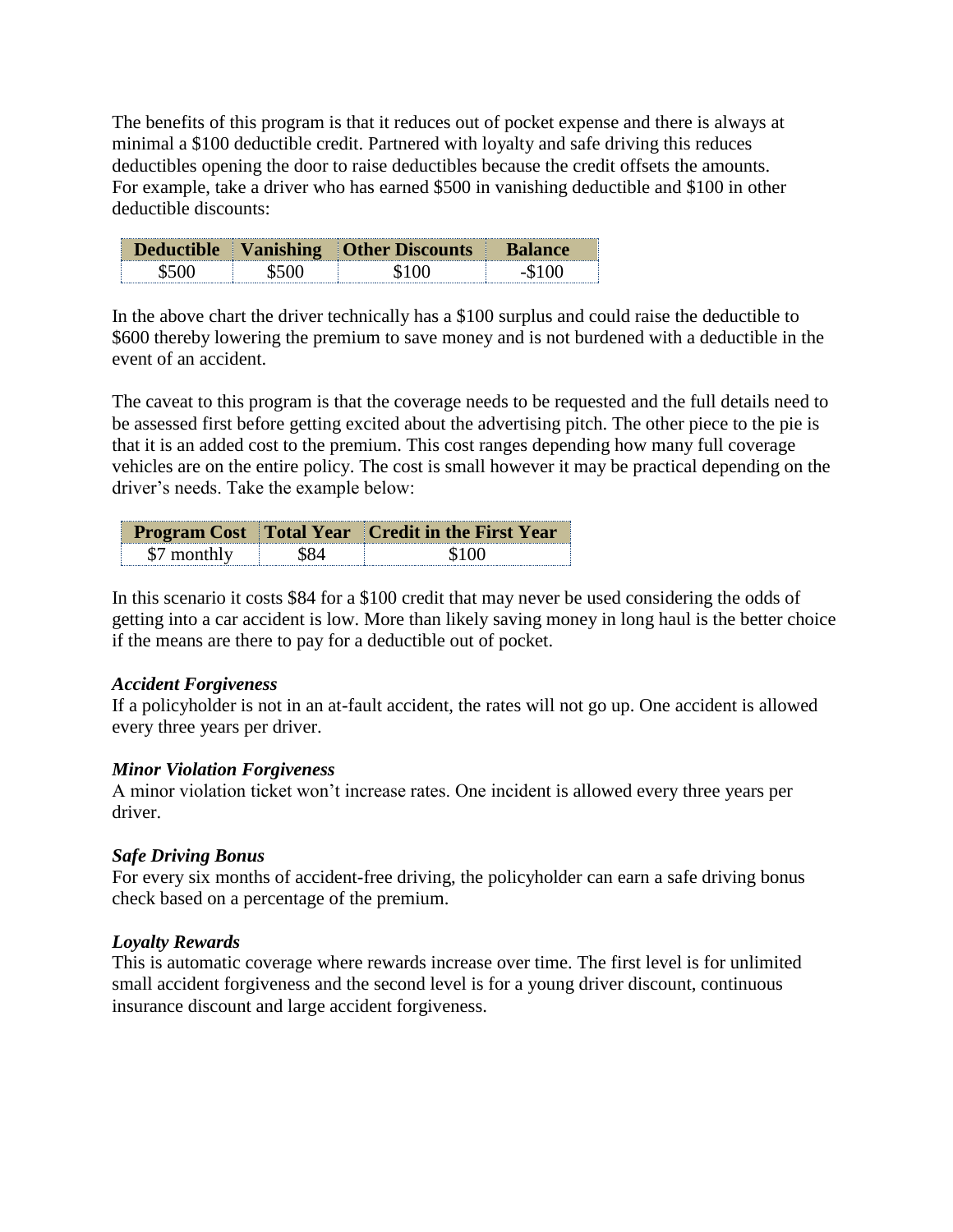The benefits of this program is that it reduces out of pocket expense and there is always at minimal a $100 deductible credit. Partnered with loyalty and safe driving this reduces deductibles opening the door to raise deductibles because the credit offsets the amounts. For example, take a driver who has earned $500 in vanishing deductible and $100 in other deductible discounts:

| Deductible | Vanishing | Other Discounts | Balance |
|---|---|---|---|
| $500 | $500 | $100 | -$100 |

In the above chart the driver technically has a $100 surplus and could raise the deductible to $600 thereby lowering the premium to save money and is not burdened with a deductible in the event of an accident.

The caveat to this program is that the coverage needs to be requested and the full details need to be assessed first before getting excited about the advertising pitch. The other piece to the pie is that it is an added cost to the premium. This cost ranges depending how many full coverage vehicles are on the entire policy. The cost is small however it may be practical depending on the driver's needs. Take the example below:

| Program Cost | Total Year | Credit in the First Year |
|---|---|---|
| $7 monthly | $84 | $100 |

In this scenario it costs $84 for a $100 credit that may never be used considering the odds of getting into a car accident is low. More than likely saving money in long haul is the better choice if the means are there to pay for a deductible out of pocket.

***Accident Forgiveness***

If a policyholder is not in an at-fault accident, the rates will not go up. One accident is allowed every three years per driver.

***Minor Violation Forgiveness***

A minor violation ticket won't increase rates. One incident is allowed every three years per driver.

***Safe Driving Bonus***

For every six months of accident-free driving, the policyholder can earn a safe driving bonus check based on a percentage of the premium.

***Loyalty Rewards***

This is automatic coverage where rewards increase over time. The first level is for unlimited small accident forgiveness and the second level is for a young driver discount, continuous insurance discount and large accident forgiveness.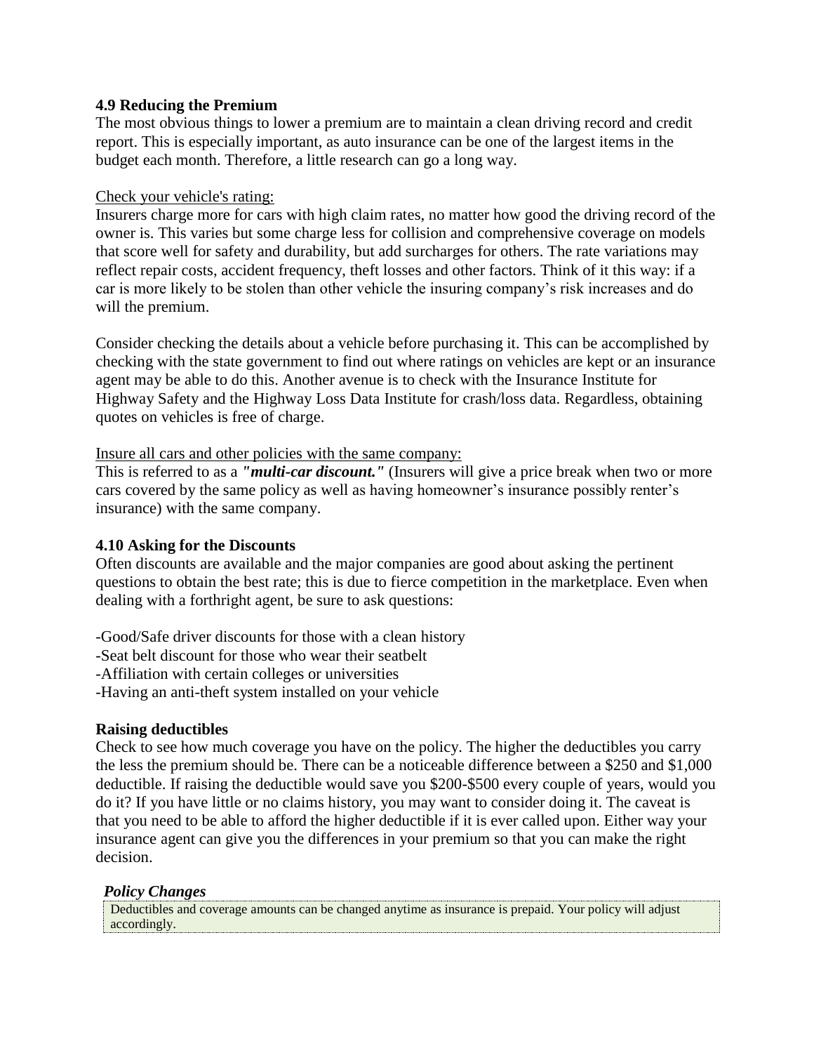**4.9 Reducing the Premium**

The most obvious things to lower a premium are to maintain a clean driving record and credit report. This is especially important, as auto insurance can be one of the largest items in the budget each month. Therefore, a little research can go a long way.

<u>Check your vehicle's rating:</u>

Insurers charge more for cars with high claim rates, no matter how good the driving record of the owner is. This varies but some charge less for collision and comprehensive coverage on models that score well for safety and durability, but add surcharges for others. The rate variations may reflect repair costs, accident frequency, theft losses and other factors. Think of it this way: if a car is more likely to be stolen than other vehicle the insuring company's risk increases and do will the premium.

Consider checking the details about a vehicle before purchasing it. This can be accomplished by checking with the state government to find out where ratings on vehicles are kept or an insurance agent may be able to do this. Another avenue is to check with the Insurance Institute for Highway Safety and the Highway Loss Data Institute for crash/loss data. Regardless, obtaining quotes on vehicles is free of charge.

<u>Insure all cars and other policies with the same company:</u>

This is referred to as a ***"multi-car discount."*** (Insurers will give a price break when two or more cars covered by the same policy as well as having homeowner's insurance possibly renter's insurance) with the same company.

**4.10 Asking for the Discounts**

Often discounts are available and the major companies are good about asking the pertinent questions to obtain the best rate; this is due to fierce competition in the marketplace. Even when dealing with a forthright agent, be sure to ask questions:

- Good/Safe driver discounts for those with a clean history
- Seat belt discount for those who wear their seatbelt
- Affiliation with certain colleges or universities
- Having an anti-theft system installed on your vehicle

**Raising deductibles**

Check to see how much coverage you have on the policy. The higher the deductibles you carry the less the premium should be. There can be a noticeable difference between a $250 and $1,000 deductible. If raising the deductible would save you $200-$500 every couple of years, would you do it? If you have little or no claims history, you may want to consider doing it. The caveat is that you need to be able to afford the higher deductible if it is ever called upon. Either way your insurance agent can give you the differences in your premium so that you can make the right decision.

***Policy Changes***

Deductibles and coverage amounts can be changed anytime as insurance is prepaid. Your policy will adjust accordingly.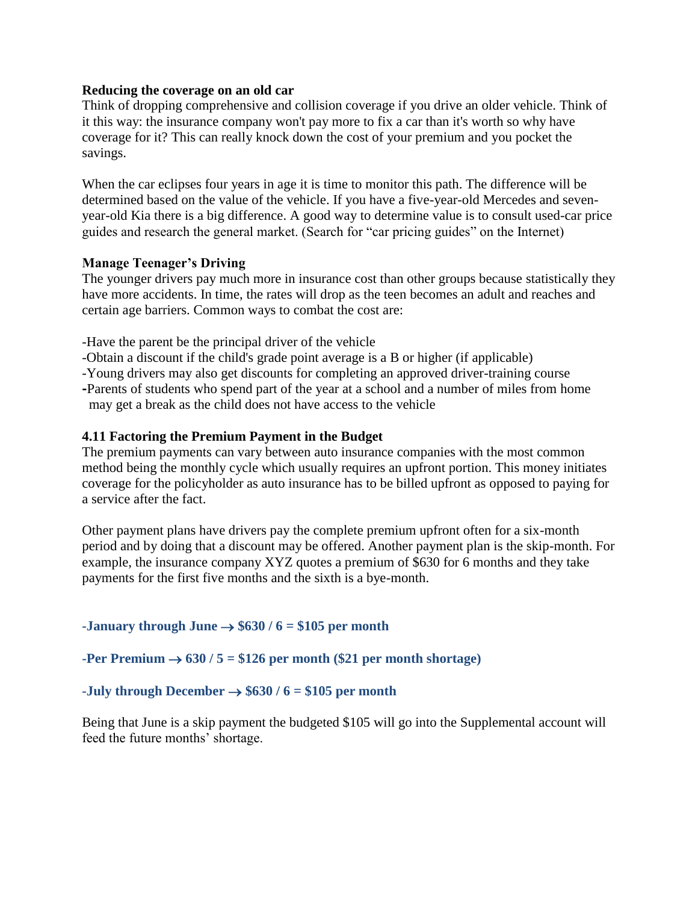**Reducing the coverage on an old car**

Think of dropping comprehensive and collision coverage if you drive an older vehicle. Think of it this way: the insurance company won't pay more to fix a car than it's worth so why have coverage for it? This can really knock down the cost of your premium and you pocket the savings.

When the car eclipses four years in age it is time to monitor this path. The difference will be determined based on the value of the vehicle. If you have a five-year-old Mercedes and seven-year-old Kia there is a big difference. A good way to determine value is to consult used-car price guides and research the general market. (Search for "car pricing guides" on the Internet)

**Manage Teenager's Driving**

The younger drivers pay much more in insurance cost than other groups because statistically they have more accidents. In time, the rates will drop as the teen becomes an adult and reaches and certain age barriers. Common ways to combat the cost are:

-Have the parent be the principal driver of the vehicle
-Obtain a discount if the child's grade point average is a B or higher (if applicable)
-Young drivers may also get discounts for completing an approved driver-training course
-Parents of students who spend part of the year at a school and a number of miles from home may get a break as the child does not have access to the vehicle

## 4.11 Factoring the Premium Payment in the Budget

The premium payments can vary between auto insurance companies with the most common method being the monthly cycle which usually requires an upfront portion. This money initiates coverage for the policyholder as auto insurance has to be billed upfront as opposed to paying for a service after the fact.

Other payment plans have drivers pay the complete premium upfront often for a six-month period and by doing that a discount may be offered. Another payment plan is the skip-month. For example, the insurance company XYZ quotes a premium of $630 for 6 months and they take payments for the first five months and the sixth is a bye-month.

**-January through June → $630 / 6 = $105 per month**

**-Per Premium → 630 / 5 = $126 per month ($21 per month shortage)**

**-July through December → $630 / 6 = $105 per month**

Being that June is a skip payment the budgeted $105 will go into the Supplemental account will feed the future months' shortage.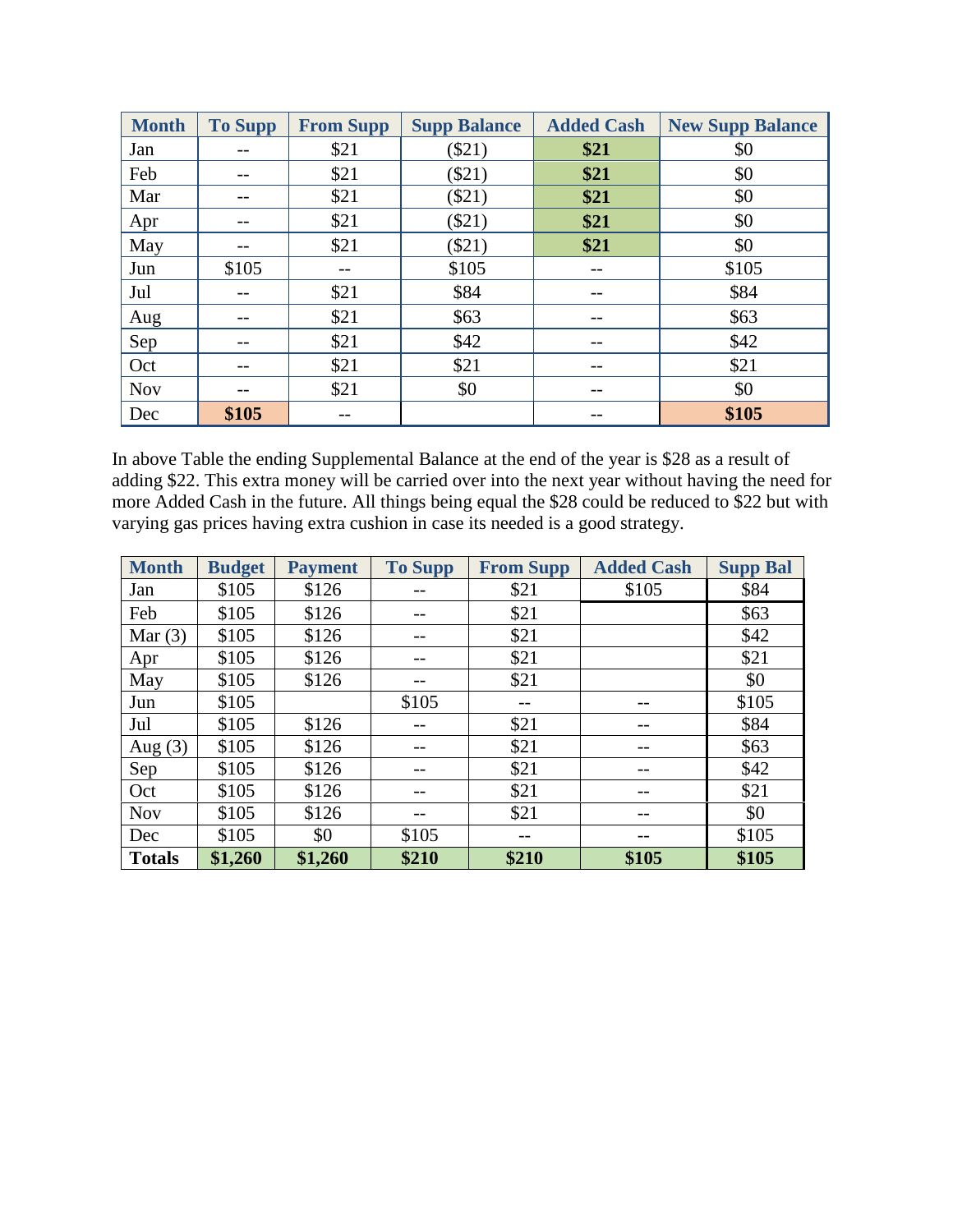| Month | To Supp | From Supp | Supp Balance | Added Cash | New Supp Balance |
|---|---|---|---|---|---|
| Jan | -- | $21 | ($21) | **$21** | $0 |
| Feb | -- | $21 | ($21) | **$21** | $0 |
| Mar | -- | $21 | ($21) | **$21** | $0 |
| Apr | -- | $21 | ($21) | **$21** | $0 |
| May | -- | $21 | ($21) | **$21** | $0 |
| Jun | $105 | -- | $105 | -- | $105 |
| Jul | -- | $21 | $84 | -- | $84 |
| Aug | -- | $21 | $63 | -- | $63 |
| Sep | -- | $21 | $42 | -- | $42 |
| Oct | -- | $21 | $21 | -- | $21 |
| Nov | -- | $21 | $0 | -- | $0 |
| Dec | **$105** | -- | | -- | **$105** |

In above Table the ending Supplemental Balance at the end of the year is $28 as a result of adding $22. This extra money will be carried over into the next year without having the need for more Added Cash in the future. All things being equal the $28 could be reduced to $22 but with varying gas prices having extra cushion in case its needed is a good strategy.

| Month | Budget | Payment | To Supp | From Supp | Added Cash | Supp Bal |
|---|---|---|---|---|---|---|
| Jan | $105 | $126 | -- | $21 | $105 | $84 |
| Feb | $105 | $126 | -- | $21 | | $63 |
| Mar (3) | $105 | $126 | -- | $21 | | $42 |
| Apr | $105 | $126 | -- | $21 | | $21 |
| May | $105 | $126 | -- | $21 | | $0 |
| Jun | $105 | | $105 | -- | -- | $105 |
| Jul | $105 | $126 | -- | $21 | -- | $84 |
| Aug (3) | $105 | $126 | -- | $21 | -- | $63 |
| Sep | $105 | $126 | -- | $21 | -- | $42 |
| Oct | $105 | $126 | -- | $21 | -- | $21 |
| Nov | $105 | $126 | -- | $21 | -- | $0 |
| Dec | $105 | $0 | $105 | -- | -- | $105 |
| **Totals** | **$1,260** | **$1,260** | **$210** | **$210** | **$105** | **$105** |